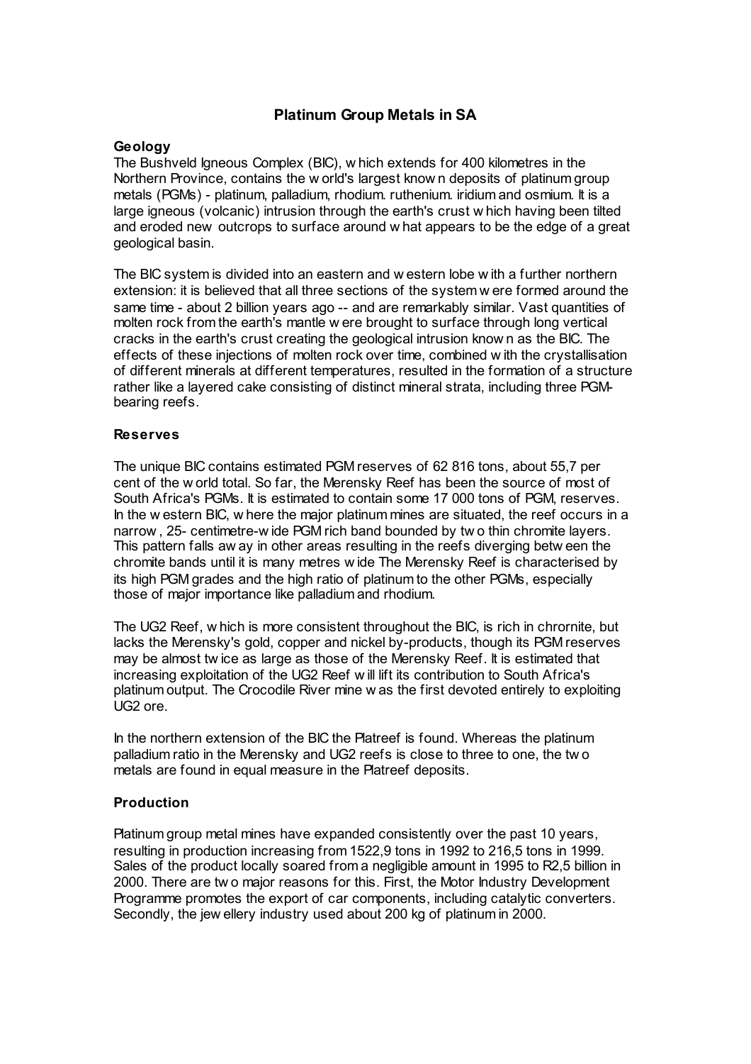# Platinum Group Metals in SA

## Geology

The Bushveld Igneous Complex (BIC), which extends for 400 kilometres in the Northern Province, contains the world's largest known deposits of platinum group metals (PGMs) - platinum, palladium, rhodium. ruthenium. iridium and osmium. It is a large igneous (volcanic) intrusion through the earth's crust which having been tilted and eroded new outcrops to surface around what appears to be the edge of a great geological basin.

The BIC system is divided into an eastern and western lobe with a further northern extension: it is believed that all three sections of the system were formed around the same time - about 2 billion years ago -- and are remarkably similar. Vast quantities of molten rock from the earth's mantle were brought to surface through long vertical cracks in the earth's crust creating the geological intrusion known as the BIC. The effects of these injections of molten rock over time, combined with the crystallisation of different minerals at different temperatures, resulted in the formation of a structure rather like a layered cake consisting of distinct mineral strata, including three PGM-bearing reefs.

## Reserves

The unique BIC contains estimated PGM reserves of 62 816 tons, about 55,7 per cent of the world total. So far, the Merensky Reef has been the source of most of South Africa's PGMs. It is estimated to contain some 17 000 tons of PGM, reserves. In the western BIC, where the major platinum mines are situated, the reef occurs in a narrow, 25- centimetre-wide PGM rich band bounded by two thin chromite layers. This pattern falls away in other areas resulting in the reefs diverging between the chromite bands until it is many metres wide The Merensky Reef is characterised by its high PGM grades and the high ratio of platinum to the other PGMs, especially those of major importance like palladium and rhodium.

The UG2 Reef, which is more consistent throughout the BIC, is rich in chrornite, but lacks the Merensky's gold, copper and nickel by-products, though its PGM reserves may be almost twice as large as those of the Merensky Reef. It is estimated that increasing exploitation of the UG2 Reef will lift its contribution to South Africa's platinum output. The Crocodile River mine was the first devoted entirely to exploiting UG2 ore.

In the northern extension of the BIC the Platreef is found. Whereas the platinum palladium ratio in the Merensky and UG2 reefs is close to three to one, the two metals are found in equal measure in the Platreef deposits.

## Production

Platinum group metal mines have expanded consistently over the past 10 years, resulting in production increasing from 1522,9 tons in 1992 to 216,5 tons in 1999. Sales of the product locally soared from a negligible amount in 1995 to R2,5 billion in 2000. There are two major reasons for this. First, the Motor Industry Development Programme promotes the export of car components, including catalytic converters. Secondly, the jewellery industry used about 200 kg of platinum in 2000.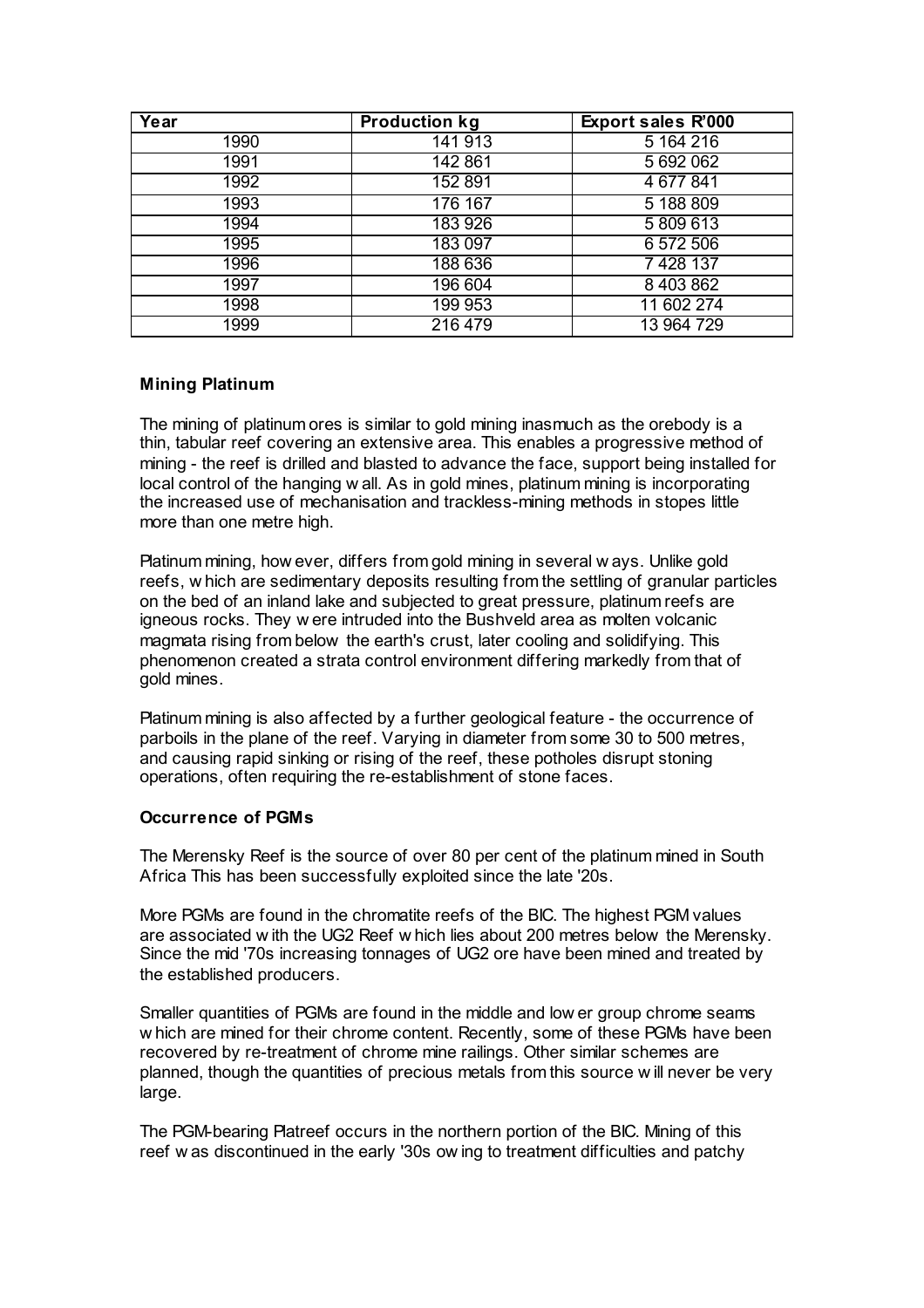| Year | Production kg | Export sales R'000 |
|---|---|---|
| 1990 | 141 913 | 5 164 216 |
| 1991 | 142 861 | 5 692 062 |
| 1992 | 152 891 | 4 677 841 |
| 1993 | 176 167 | 5 188 809 |
| 1994 | 183 926 | 5 809 613 |
| 1995 | 183 097 | 6 572 506 |
| 1996 | 188 636 | 7 428 137 |
| 1997 | 196 604 | 8 403 862 |
| 1998 | 199 953 | 11 602 274 |
| 1999 | 216 479 | 13 964 729 |

**Mining Platinum**

The mining of platinum ores is similar to gold mining inasmuch as the orebody is a thin, tabular reef covering an extensive area. This enables a progressive method of mining - the reef is drilled and blasted to advance the face, support being installed for local control of the hanging wall. As in gold mines, platinum mining is incorporating the increased use of mechanisation and trackless-mining methods in stopes little more than one metre high.

Platinum mining, however, differs from gold mining in several ways. Unlike gold reefs, which are sedimentary deposits resulting from the settling of granular particles on the bed of an inland lake and subjected to great pressure, platinum reefs are igneous rocks. They were intruded into the Bushveld area as molten volcanic magmata rising from below the earth's crust, later cooling and solidifying. This phenomenon created a strata control environment differing markedly from that of gold mines.

Platinum mining is also affected by a further geological feature - the occurrence of parboils in the plane of the reef. Varying in diameter from some 30 to 500 metres, and causing rapid sinking or rising of the reef, these potholes disrupt stoning operations, often requiring the re-establishment of stone faces.

**Occurrence of PGMs**

The Merensky Reef is the source of over 80 per cent of the platinum mined in South Africa This has been successfully exploited since the late '20s.

More PGMs are found in the chromatite reefs of the BIC. The highest PGM values are associated with the UG2 Reef which lies about 200 metres below the Merensky. Since the mid '70s increasing tonnages of UG2 ore have been mined and treated by the established producers.

Smaller quantities of PGMs are found in the middle and lower group chrome seams which are mined for their chrome content. Recently, some of these PGMs have been recovered by re-treatment of chrome mine railings. Other similar schemes are planned, though the quantities of precious metals from this source will never be very large.

The PGM-bearing Platreef occurs in the northern portion of the BIC. Mining of this reef was discontinued in the early '30s owing to treatment difficulties and patchy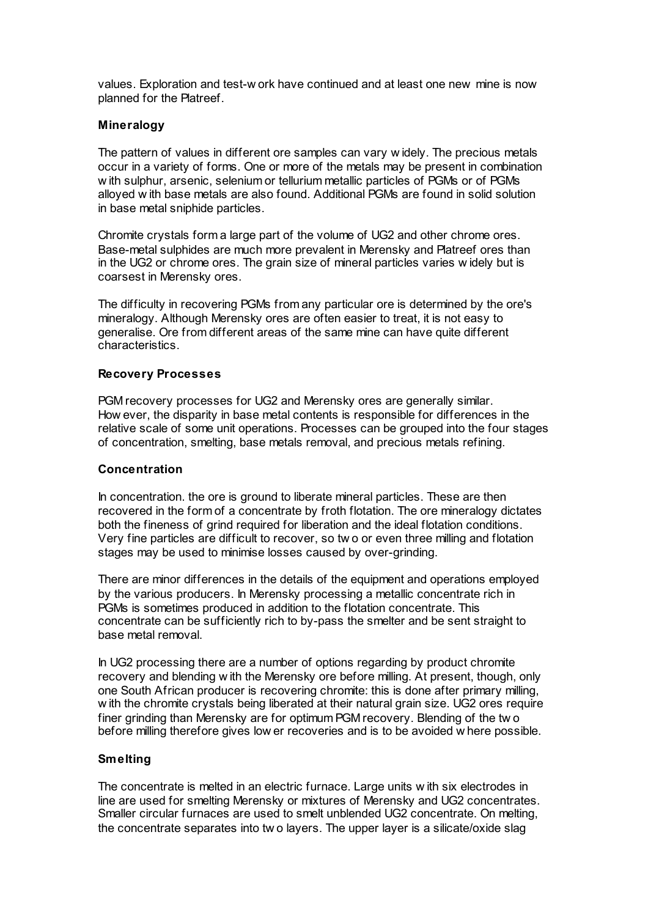values. Exploration and test-work have continued and at least one new mine is now planned for the Platreef.

**Mineralogy**

The pattern of values in different ore samples can vary widely. The precious metals occur in a variety of forms. One or more of the metals may be present in combination with sulphur, arsenic, selenium or tellurium metallic particles of PGMs or of PGMs alloyed with base metals are also found. Additional PGMs are found in solid solution in base metal sniphide particles.

Chromite crystals form a large part of the volume of UG2 and other chrome ores. Base-metal sulphides are much more prevalent in Merensky and Platreef ores than in the UG2 or chrome ores. The grain size of mineral particles varies widely but is coarsest in Merensky ores.

The difficulty in recovering PGMs from any particular ore is determined by the ore's mineralogy. Although Merensky ores are often easier to treat, it is not easy to generalise. Ore from different areas of the same mine can have quite different characteristics.

**Recovery Processes**

PGM recovery processes for UG2 and Merensky ores are generally similar. However, the disparity in base metal contents is responsible for differences in the relative scale of some unit operations. Processes can be grouped into the four stages of concentration, smelting, base metals removal, and precious metals refining.

**Concentration**

In concentration. the ore is ground to liberate mineral particles. These are then recovered in the form of a concentrate by froth flotation. The ore mineralogy dictates both the fineness of grind required for liberation and the ideal flotation conditions. Very fine particles are difficult to recover, so two or even three milling and flotation stages may be used to minimise losses caused by over-grinding.

There are minor differences in the details of the equipment and operations employed by the various producers. In Merensky processing a metallic concentrate rich in PGMs is sometimes produced in addition to the flotation concentrate. This concentrate can be sufficiently rich to by-pass the smelter and be sent straight to base metal removal.

In UG2 processing there are a number of options regarding by product chromite recovery and blending with the Merensky ore before milling. At present, though, only one South African producer is recovering chromite: this is done after primary milling, with the chromite crystals being liberated at their natural grain size. UG2 ores require finer grinding than Merensky are for optimum PGM recovery. Blending of the two before milling therefore gives lower recoveries and is to be avoided where possible.

**Smelting**

The concentrate is melted in an electric furnace. Large units with six electrodes in line are used for smelting Merensky or mixtures of Merensky and UG2 concentrates. Smaller circular furnaces are used to smelt unblended UG2 concentrate. On melting, the concentrate separates into two layers. The upper layer is a silicate/oxide slag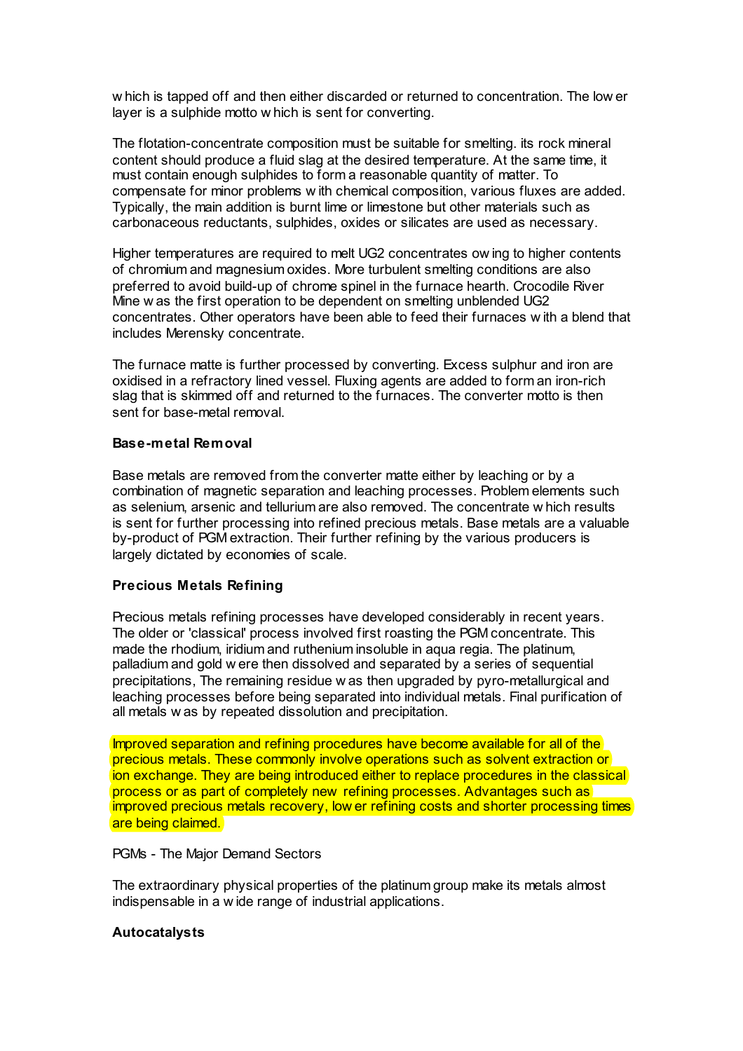which is tapped off and then either discarded or returned to concentration. The lower layer is a sulphide motto which is sent for converting.

The flotation-concentrate composition must be suitable for smelting. its rock mineral content should produce a fluid slag at the desired temperature. At the same time, it must contain enough sulphides to form a reasonable quantity of matter. To compensate for minor problems with chemical composition, various fluxes are added. Typically, the main addition is burnt lime or limestone but other materials such as carbonaceous reductants, sulphides, oxides or silicates are used as necessary.

Higher temperatures are required to melt UG2 concentrates owing to higher contents of chromium and magnesium oxides. More turbulent smelting conditions are also preferred to avoid build-up of chrome spinel in the furnace hearth. Crocodile River Mine was the first operation to be dependent on smelting unblended UG2 concentrates. Other operators have been able to feed their furnaces with a blend that includes Merensky concentrate.

The furnace matte is further processed by converting. Excess sulphur and iron are oxidised in a refractory lined vessel. Fluxing agents are added to form an iron-rich slag that is skimmed off and returned to the furnaces. The converter motto is then sent for base-metal removal.

**Base-metal Removal**

Base metals are removed from the converter matte either by leaching or by a combination of magnetic separation and leaching processes. Problem elements such as selenium, arsenic and tellurium are also removed. The concentrate which results is sent for further processing into refined precious metals. Base metals are a valuable by-product of PGM extraction. Their further refining by the various producers is largely dictated by economies of scale.

**Precious Metals Refining**

Precious metals refining processes have developed considerably in recent years. The older or 'classical' process involved first roasting the PGM concentrate. This made the rhodium, iridium and ruthenium insoluble in aqua regia. The platinum, palladium and gold were then dissolved and separated by a series of sequential precipitations, The remaining residue was then upgraded by pyro-metallurgical and leaching processes before being separated into individual metals. Final purification of all metals was by repeated dissolution and precipitation.

Improved separation and refining procedures have become available for all of the precious metals. These commonly involve operations such as solvent extraction or ion exchange. They are being introduced either to replace procedures in the classical process or as part of completely new refining processes. Advantages such as improved precious metals recovery, lower refining costs and shorter processing times are being claimed.

PGMs - The Major Demand Sectors

The extraordinary physical properties of the platinum group make its metals almost indispensable in a wide range of industrial applications.

**Autocatalysts**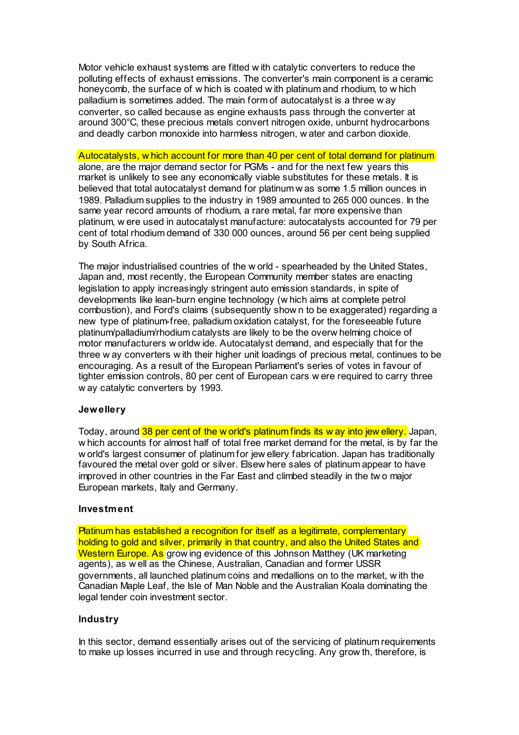Motor vehicle exhaust systems are fitted with catalytic converters to reduce the polluting effects of exhaust emissions. The converter's main component is a ceramic honeycomb, the surface of which is coated with platinum and rhodium, to which palladium is sometimes added. The main form of autocatalyst is a three way converter, so called because as engine exhausts pass through the converter at around 300°C, these precious metals convert nitrogen oxide, unburnt hydrocarbons and deadly carbon monoxide into harmless nitrogen, water and carbon dioxide.

Autocatalysts, which account for more than 40 per cent of total demand for platinum alone, are the major demand sector for PGMs - and for the next few years this market is unlikely to see any economically viable substitutes for these metals. It is believed that total autocatalyst demand for platinum was some 1.5 million ounces in 1989. Palladium supplies to the industry in 1989 amounted to 265 000 ounces. In the same year record amounts of rhodium, a rare metal, far more expensive than platinum, were used in autocatalyst manufacture: autocatalysts accounted for 79 per cent of total rhodium demand of 330 000 ounces, around 56 per cent being supplied by South Africa.

The major industrialised countries of the world - spearheaded by the United States, Japan and, most recently, the European Community member states are enacting legislation to apply increasingly stringent auto emission standards, in spite of developments like lean-burn engine technology (which aims at complete petrol combustion), and Ford's claims (subsequently shown to be exaggerated) regarding a new type of platinum-free, palladium oxidation catalyst, for the foreseeable future platinum/palladium/rhodium catalysts are likely to be the overwhelming choice of motor manufacturers worldwide. Autocatalyst demand, and especially that for the three way converters with their higher unit loadings of precious metal, continues to be encouraging. As a result of the European Parliament's series of votes in favour of tighter emission controls, 80 per cent of European cars were required to carry three way catalytic converters by 1993.

**Jewellery**

Today, around 38 per cent of the world's platinum finds its way into jewellery. Japan, which accounts for almost half of total free market demand for the metal, is by far the world's largest consumer of platinum for jewellery fabrication. Japan has traditionally favoured the metal over gold or silver. Elsewhere sales of platinum appear to have improved in other countries in the Far East and climbed steadily in the two major European markets, Italy and Germany.

**Investment**

Platinum has established a recognition for itself as a legitimate, complementary holding to gold and silver, primarily in that country, and also the United States and Western Europe. As growing evidence of this Johnson Matthey (UK marketing agents), as well as the Chinese, Australian, Canadian and former USSR governments, all launched platinum coins and medallions on to the market, with the Canadian Maple Leaf, the Isle of Man Noble and the Australian Koala dominating the legal tender coin investment sector.

**Industry**

In this sector, demand essentially arises out of the servicing of platinum requirements to make up losses incurred in use and through recycling. Any growth, therefore, is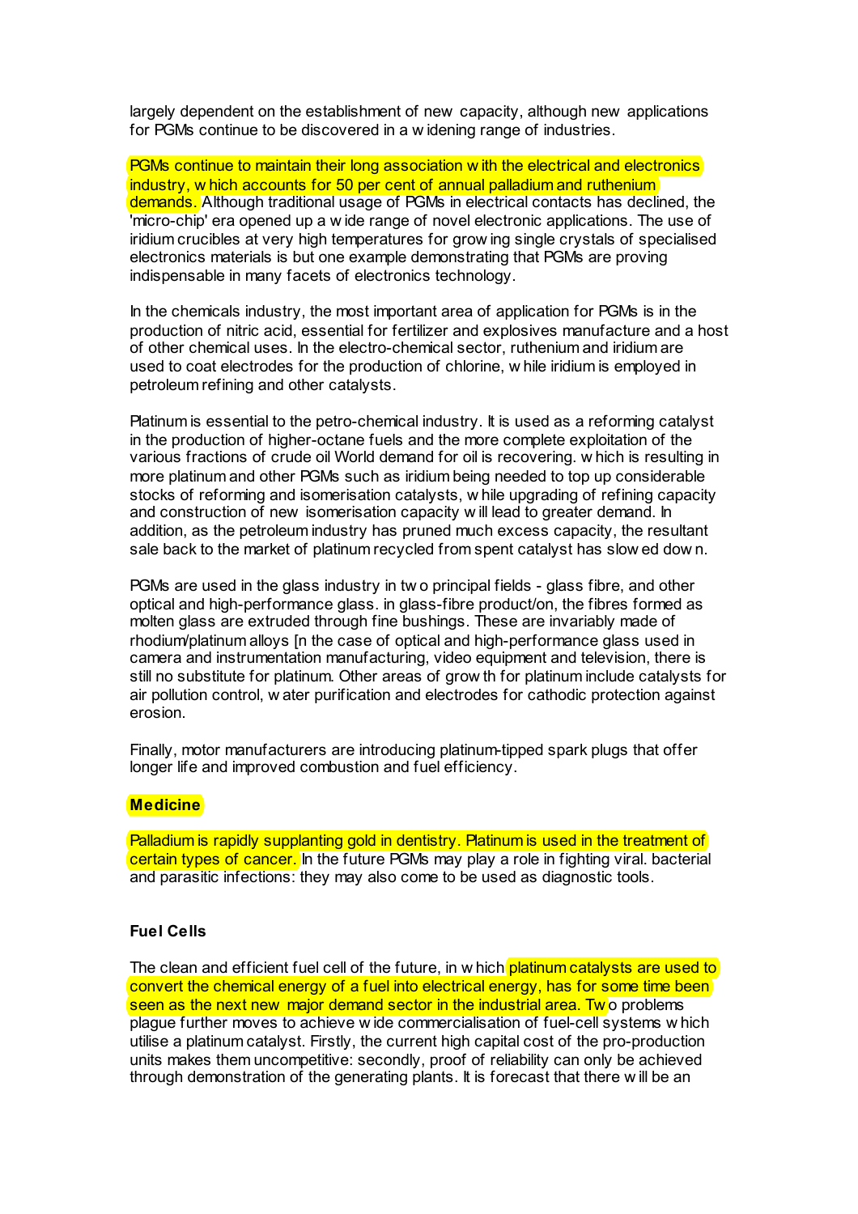largely dependent on the establishment of new capacity, although new applications for PGMs continue to be discovered in a widening range of industries.

PGMs continue to maintain their long association with the electrical and electronics industry, which accounts for 50 per cent of annual palladium and ruthenium demands. Although traditional usage of PGMs in electrical contacts has declined, the 'micro-chip' era opened up a wide range of novel electronic applications. The use of iridium crucibles at very high temperatures for growing single crystals of specialised electronics materials is but one example demonstrating that PGMs are proving indispensable in many facets of electronics technology.

In the chemicals industry, the most important area of application for PGMs is in the production of nitric acid, essential for fertilizer and explosives manufacture and a host of other chemical uses. In the electro-chemical sector, ruthenium and iridium are used to coat electrodes for the production of chlorine, while iridium is employed in petroleum refining and other catalysts.

Platinum is essential to the petro-chemical industry. It is used as a reforming catalyst in the production of higher-octane fuels and the more complete exploitation of the various fractions of crude oil World demand for oil is recovering. which is resulting in more platinum and other PGMs such as iridium being needed to top up considerable stocks of reforming and isomerisation catalysts, while upgrading of refining capacity and construction of new isomerisation capacity will lead to greater demand. In addition, as the petroleum industry has pruned much excess capacity, the resultant sale back to the market of platinum recycled from spent catalyst has slowed down.

PGMs are used in the glass industry in two principal fields - glass fibre, and other optical and high-performance glass. in glass-fibre product/on, the fibres formed as molten glass are extruded through fine bushings. These are invariably made of rhodium/platinum alloys [n the case of optical and high-performance glass used in camera and instrumentation manufacturing, video equipment and television, there is still no substitute for platinum. Other areas of growth for platinum include catalysts for air pollution control, water purification and electrodes for cathodic protection against erosion.

Finally, motor manufacturers are introducing platinum-tipped spark plugs that offer longer life and improved combustion and fuel efficiency.

**Medicine**

Palladium is rapidly supplanting gold in dentistry. Platinum is used in the treatment of certain types of cancer. In the future PGMs may play a role in fighting viral. bacterial and parasitic infections: they may also come to be used as diagnostic tools.

**Fuel Cells**

The clean and efficient fuel cell of the future, in which platinum catalysts are used to convert the chemical energy of a fuel into electrical energy, has for some time been seen as the next new major demand sector in the industrial area. Two problems plague further moves to achieve wide commercialisation of fuel-cell systems which utilise a platinum catalyst. Firstly, the current high capital cost of the pro-production units makes them uncompetitive: secondly, proof of reliability can only be achieved through demonstration of the generating plants. It is forecast that there will be an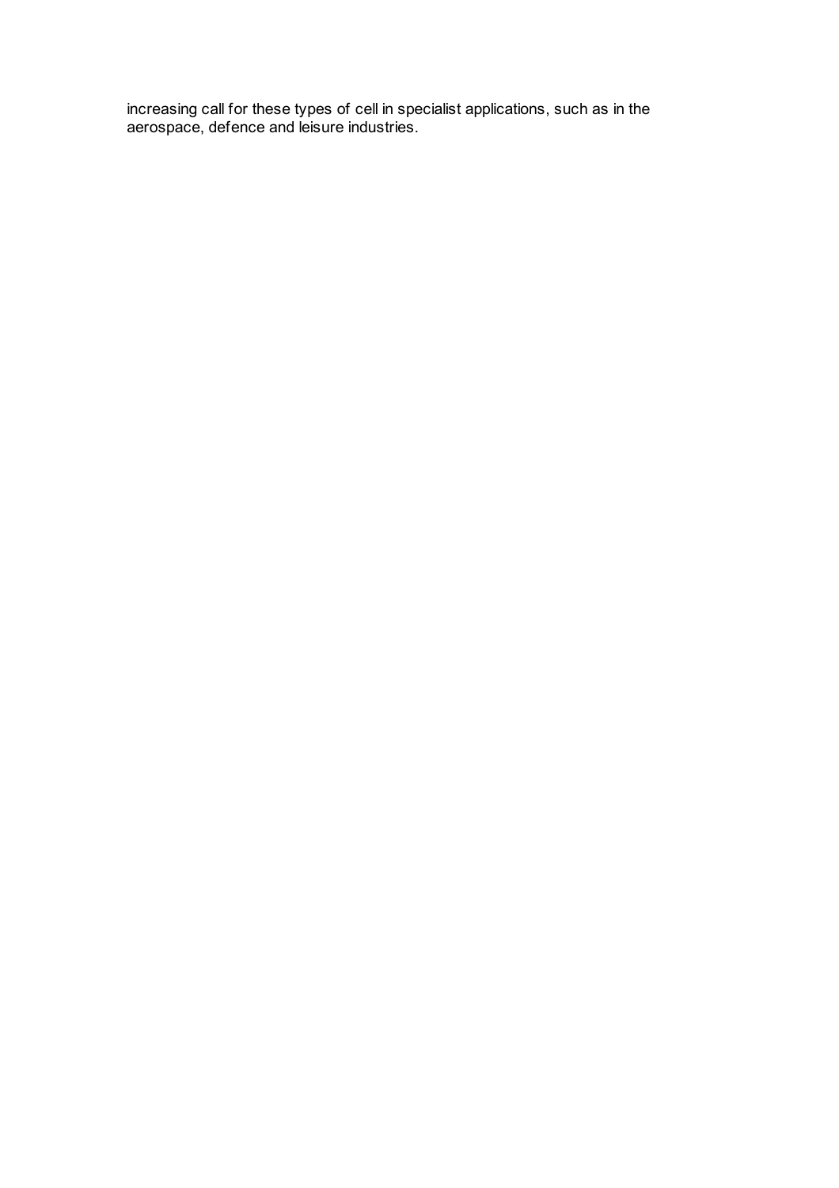increasing call for these types of cell in specialist applications, such as in the aerospace, defence and leisure industries.